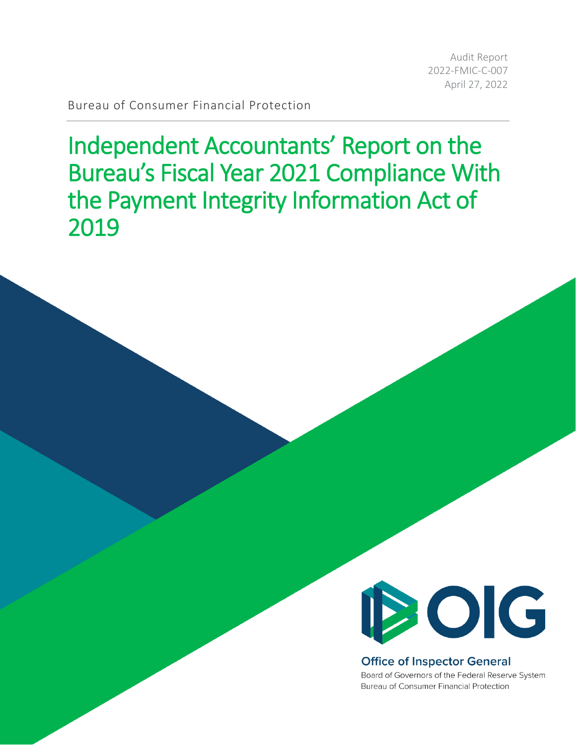Audit Report
2022-FMIC-C-007
April 27, 2022

Bureau of Consumer Financial Protection

# Independent Accountants' Report on the Bureau's Fiscal Year 2021 Compliance With the Payment Integrity Information Act of 2019

OIG

**Office of Inspector General**

Board of Governors of the Federal Reserve System
Bureau of Consumer Financial Protection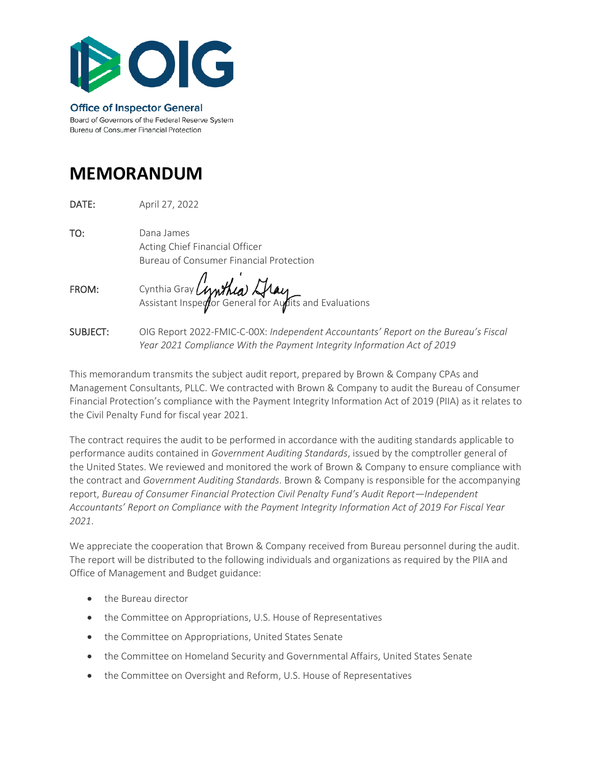**Office of Inspector General**

Board of Governors of the Federal Reserve System
Bureau of Consumer Financial Protection

# MEMORANDUM

| | |
|---|---|
| **DATE:** | April 27, 2022 |
| **TO:** | Dana James<br>Acting Chief Financial Officer<br>Bureau of Consumer Financial Protection |
| **FROM:** | Cynthia Gray<br>Assistant Inspector General for Audits and Evaluations |
| **SUBJECT:** | OIG Report 2022-FMIC-C-00X: *Independent Accountants' Report on the Bureau's Fiscal Year 2021 Compliance With the Payment Integrity Information Act of 2019* |

This memorandum transmits the subject audit report, prepared by Brown & Company CPAs and Management Consultants, PLLC. We contracted with Brown & Company to audit the Bureau of Consumer Financial Protection's compliance with the Payment Integrity Information Act of 2019 (PIIA) as it relates to the Civil Penalty Fund for fiscal year 2021.

The contract requires the audit to be performed in accordance with the auditing standards applicable to performance audits contained in *Government Auditing Standards*, issued by the comptroller general of the United States. We reviewed and monitored the work of Brown & Company to ensure compliance with the contract and *Government Auditing Standards*. Brown & Company is responsible for the accompanying report, *Bureau of Consumer Financial Protection Civil Penalty Fund's Audit Report—Independent Accountants' Report on Compliance with the Payment Integrity Information Act of 2019 For Fiscal Year 2021*.

We appreciate the cooperation that Brown & Company received from Bureau personnel during the audit. The report will be distributed to the following individuals and organizations as required by the PIIA and Office of Management and Budget guidance:

- the Bureau director
- the Committee on Appropriations, U.S. House of Representatives
- the Committee on Appropriations, United States Senate
- the Committee on Homeland Security and Governmental Affairs, United States Senate
- the Committee on Oversight and Reform, U.S. House of Representatives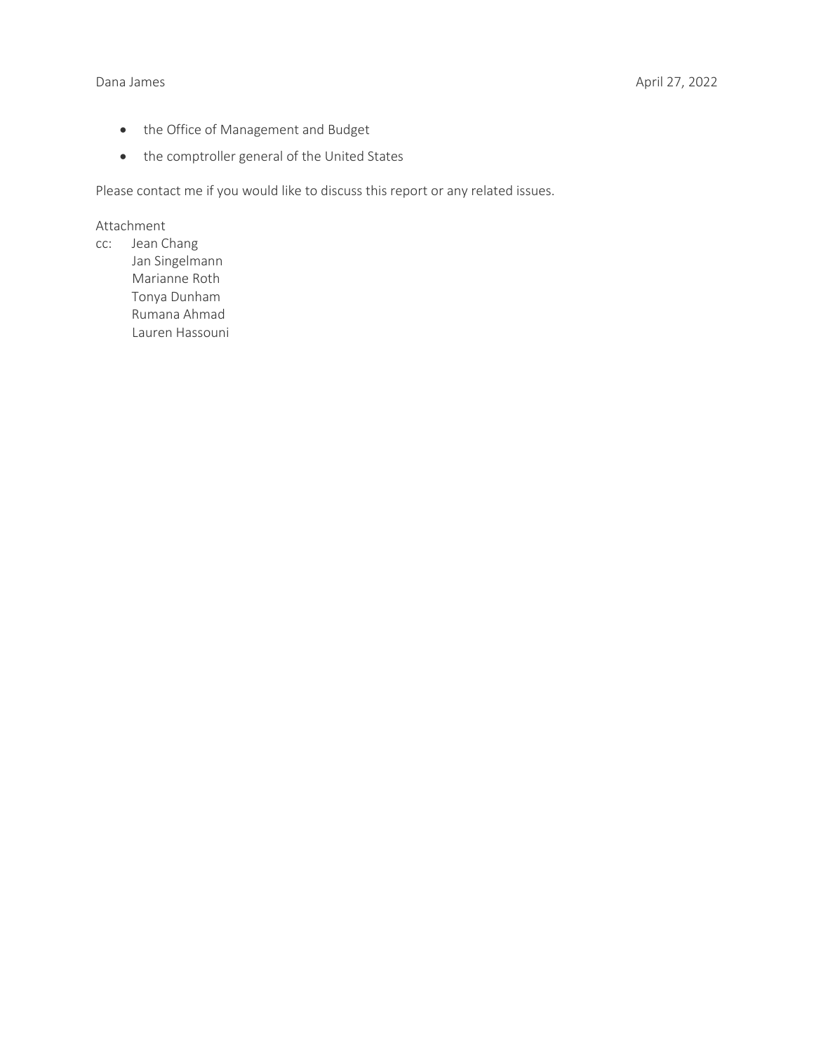- the Office of Management and Budget
- the comptroller general of the United States

Please contact me if you would like to discuss this report or any related issues.

Attachment

cc: Jean Chang
    Jan Singelmann
    Marianne Roth
    Tonya Dunham
    Rumana Ahmad
    Lauren Hassouni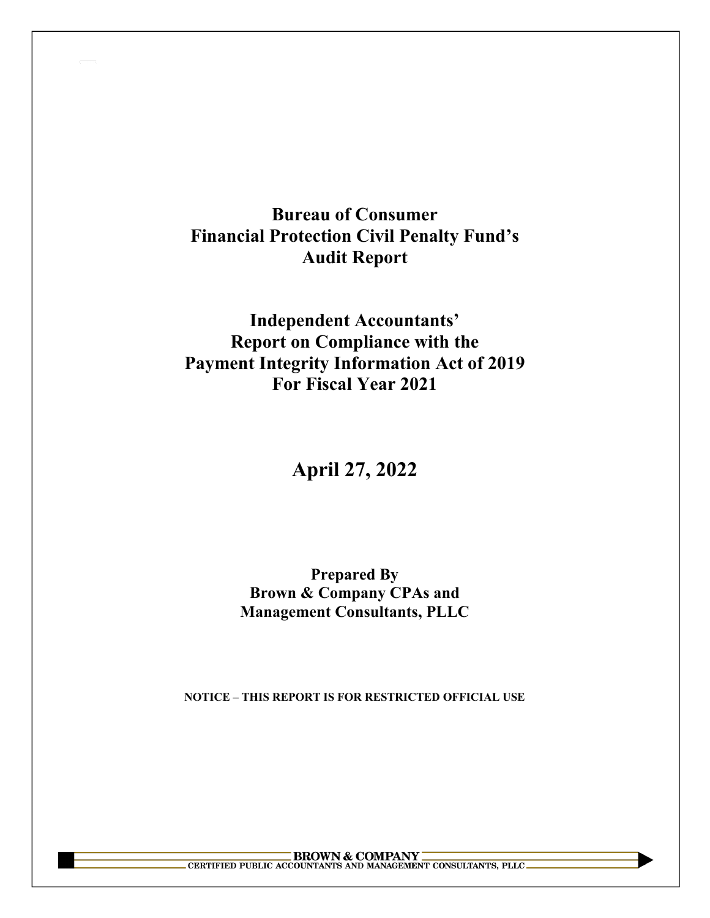# Bureau of Consumer Financial Protection Civil Penalty Fund's Audit Report

# Independent Accountants' Report on Compliance with the Payment Integrity Information Act of 2019 For Fiscal Year 2021

## April 27, 2022

**Prepared By**
**Brown & Company CPAs and Management Consultants, PLLC**

**NOTICE – THIS REPORT IS FOR RESTRICTED OFFICIAL USE**

**BROWN & COMPANY**
**CERTIFIED PUBLIC ACCOUNTANTS AND MANAGEMENT CONSULTANTS, PLLC**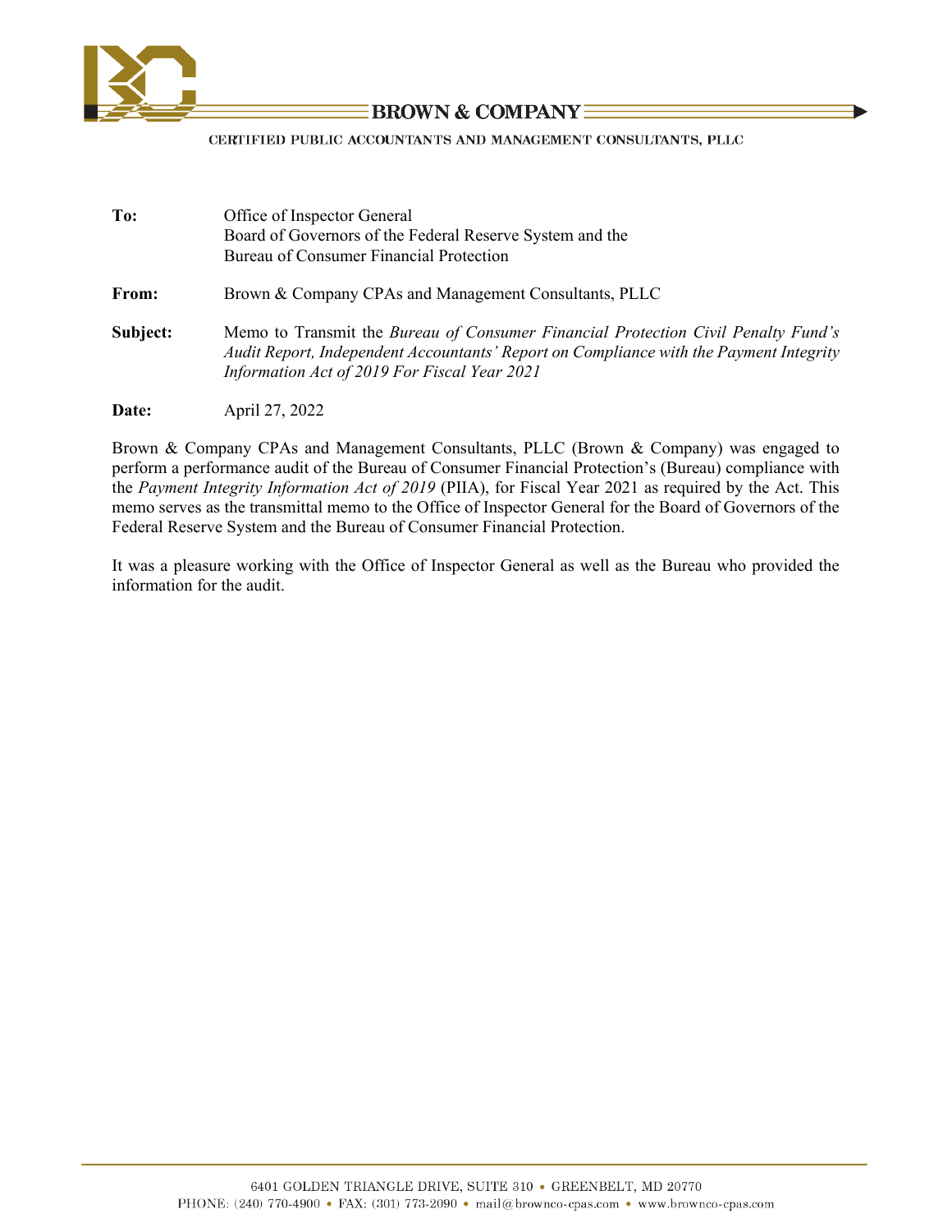**BROWN & COMPANY**

CERTIFIED PUBLIC ACCOUNTANTS AND MANAGEMENT CONSULTANTS, PLLC

**To:** Office of Inspector General
Board of Governors of the Federal Reserve System and the
Bureau of Consumer Financial Protection

**From:** Brown & Company CPAs and Management Consultants, PLLC

**Subject:** Memo to Transmit the *Bureau of Consumer Financial Protection Civil Penalty Fund's Audit Report, Independent Accountants' Report on Compliance with the Payment Integrity Information Act of 2019 For Fiscal Year 2021*

**Date:** April 27, 2022

Brown & Company CPAs and Management Consultants, PLLC (Brown & Company) was engaged to perform a performance audit of the Bureau of Consumer Financial Protection's (Bureau) compliance with the *Payment Integrity Information Act of 2019* (PIIA), for Fiscal Year 2021 as required by the Act. This memo serves as the transmittal memo to the Office of Inspector General for the Board of Governors of the Federal Reserve System and the Bureau of Consumer Financial Protection.

It was a pleasure working with the Office of Inspector General as well as the Bureau who provided the information for the audit.

6401 GOLDEN TRIANGLE DRIVE, SUITE 310 • GREENBELT, MD 20770
PHONE: (240) 770-4900 • FAX: (301) 773-2090 • mail@brownco-cpas.com • www.brownco-cpas.com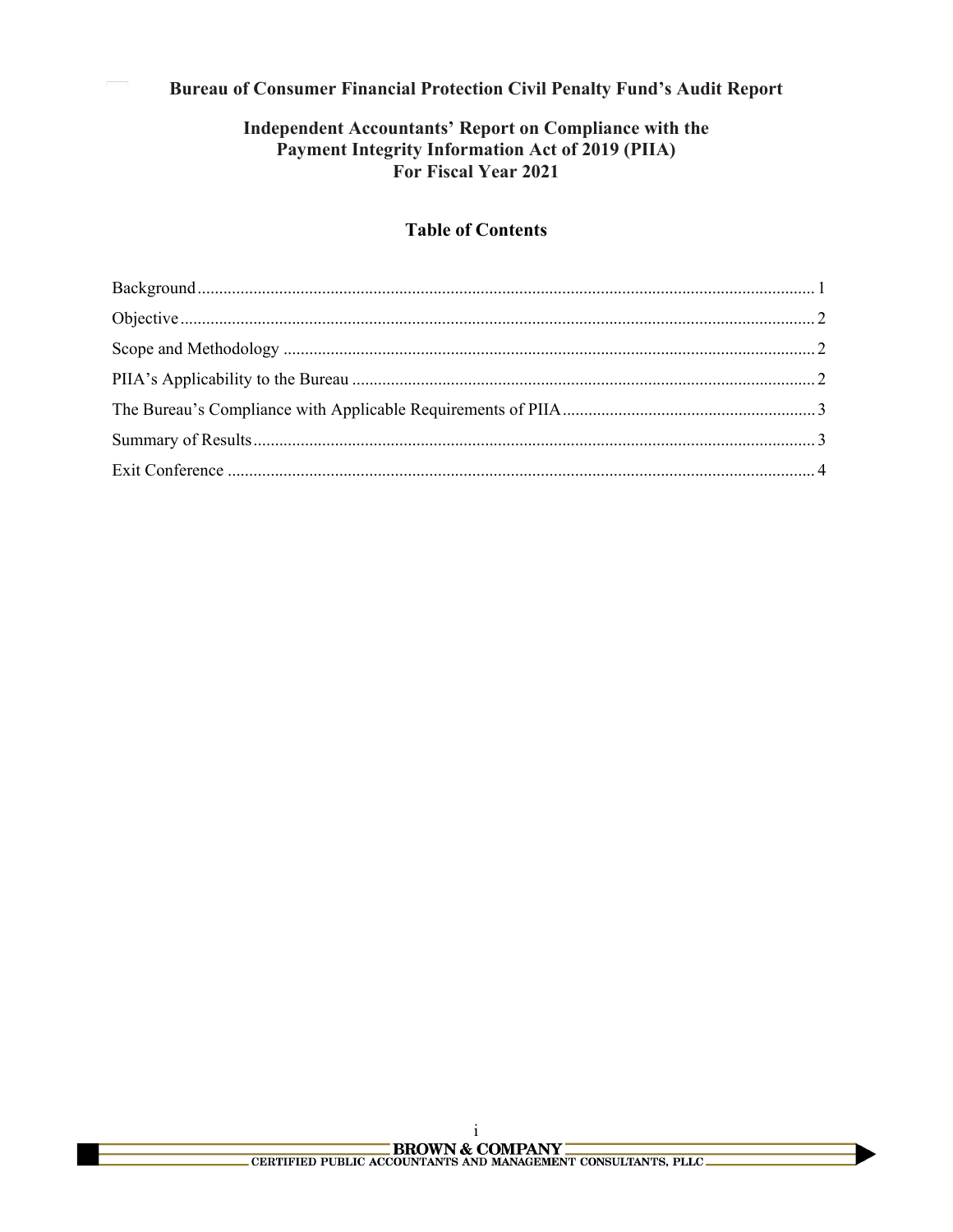**Bureau of Consumer Financial Protection Civil Penalty Fund's Audit Report**

**Independent Accountants' Report on Compliance with the Payment Integrity Information Act of 2019 (PIIA) For Fiscal Year 2021**

## Table of Contents

Background ........................................................................ 1

Objective ........................................................................ 2

Scope and Methodology ........................................................................ 2

PIIA's Applicability to the Bureau ........................................................................ 2

The Bureau's Compliance with Applicable Requirements of PIIA ........................................................................ 3

Summary of Results ........................................................................ 3

Exit Conference ........................................................................ 4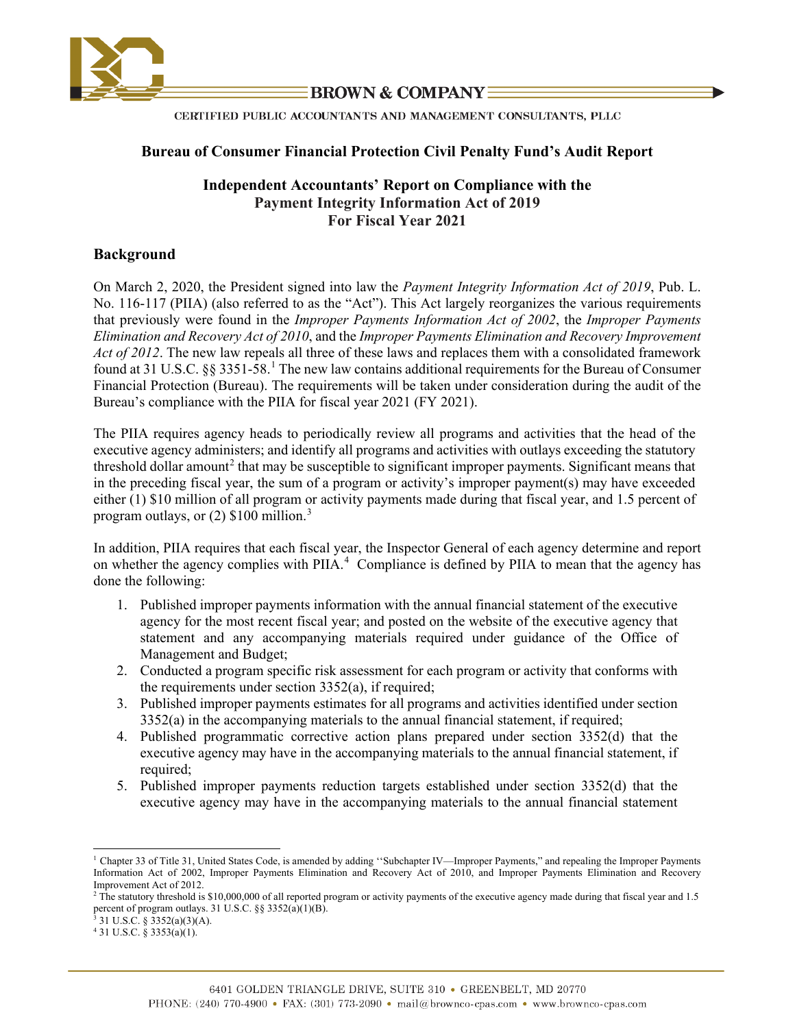# Bureau of Consumer Financial Protection Civil Penalty Fund's Audit Report

## Independent Accountants' Report on Compliance with the Payment Integrity Information Act of 2019 For Fiscal Year 2021

### Background

On March 2, 2020, the President signed into law the *Payment Integrity Information Act of 2019*, Pub. L. No. 116-117 (PIIA) (also referred to as the "Act"). This Act largely reorganizes the various requirements that previously were found in the *Improper Payments Information Act of 2002*, the *Improper Payments Elimination and Recovery Act of 2010*, and the *Improper Payments Elimination and Recovery Improvement Act of 2012*. The new law repeals all three of these laws and replaces them with a consolidated framework found at 31 U.S.C. §§ 3351-58.[1] The new law contains additional requirements for the Bureau of Consumer Financial Protection (Bureau). The requirements will be taken under consideration during the audit of the Bureau's compliance with the PIIA for fiscal year 2021 (FY 2021).

The PIIA requires agency heads to periodically review all programs and activities that the head of the executive agency administers; and identify all programs and activities with outlays exceeding the statutory threshold dollar amount[2] that may be susceptible to significant improper payments. Significant means that in the preceding fiscal year, the sum of a program or activity's improper payment(s) may have exceeded either (1) $10 million of all program or activity payments made during that fiscal year, and 1.5 percent of program outlays, or (2) $100 million.[3]

In addition, PIIA requires that each fiscal year, the Inspector General of each agency determine and report on whether the agency complies with PIIA.[4] Compliance is defined by PIIA to mean that the agency has done the following:

1. Published improper payments information with the annual financial statement of the executive agency for the most recent fiscal year; and posted on the website of the executive agency that statement and any accompanying materials required under guidance of the Office of Management and Budget;
2. Conducted a program specific risk assessment for each program or activity that conforms with the requirements under section 3352(a), if required;
3. Published improper payments estimates for all programs and activities identified under section 3352(a) in the accompanying materials to the annual financial statement, if required;
4. Published programmatic corrective action plans prepared under section 3352(d) that the executive agency may have in the accompanying materials to the annual financial statement, if required;
5. Published improper payments reduction targets established under section 3352(d) that the executive agency may have in the accompanying materials to the annual financial statement

---

[1] Chapter 33 of Title 31, United States Code, is amended by adding ''Subchapter IV—Improper Payments," and repealing the Improper Payments Information Act of 2002, Improper Payments Elimination and Recovery Act of 2010, and Improper Payments Elimination and Recovery Improvement Act of 2012.

[2] The statutory threshold is $10,000,000 of all reported program or activity payments of the executive agency made during that fiscal year and 1.5 percent of program outlays. 31 U.S.C. §§ 3352(a)(1)(B).

[3] 31 U.S.C. § 3352(a)(3)(A).

[4] 31 U.S.C. § 3353(a)(1).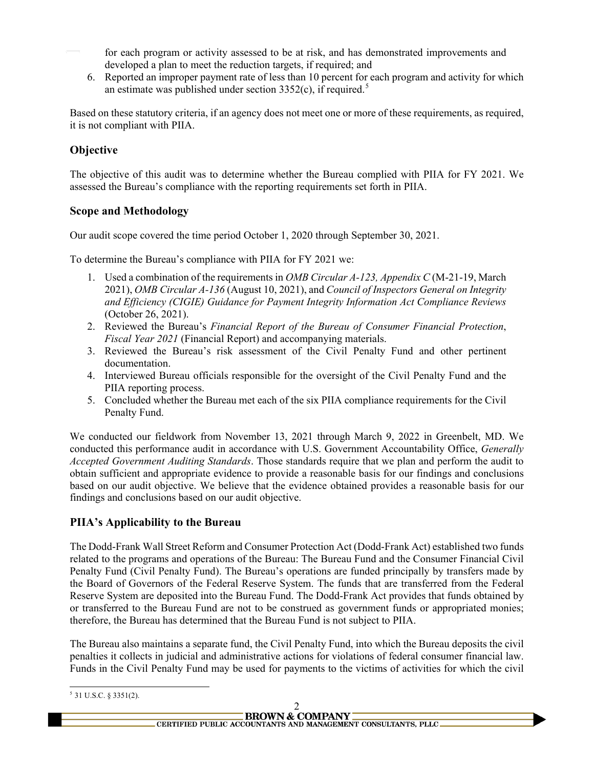for each program or activity assessed to be at risk, and has demonstrated improvements and developed a plan to meet the reduction targets, if required; and

6. Reported an improper payment rate of less than 10 percent for each program and activity for which an estimate was published under section 3352(c), if required.[5]

Based on these statutory criteria, if an agency does not meet one or more of these requirements, as required, it is not compliant with PIIA.

## Objective

The objective of this audit was to determine whether the Bureau complied with PIIA for FY 2021. We assessed the Bureau's compliance with the reporting requirements set forth in PIIA.

## Scope and Methodology

Our audit scope covered the time period October 1, 2020 through September 30, 2021.

To determine the Bureau's compliance with PIIA for FY 2021 we:

1. Used a combination of the requirements in *OMB Circular A-123, Appendix C* (M-21-19, March 2021), *OMB Circular A-136* (August 10, 2021), and *Council of Inspectors General on Integrity and Efficiency (CIGIE) Guidance for Payment Integrity Information Act Compliance Reviews* (October 26, 2021).
2. Reviewed the Bureau's *Financial Report of the Bureau of Consumer Financial Protection*, *Fiscal Year 2021* (Financial Report) and accompanying materials.
3. Reviewed the Bureau's risk assessment of the Civil Penalty Fund and other pertinent documentation.
4. Interviewed Bureau officials responsible for the oversight of the Civil Penalty Fund and the PIIA reporting process.
5. Concluded whether the Bureau met each of the six PIIA compliance requirements for the Civil Penalty Fund.

We conducted our fieldwork from November 13, 2021 through March 9, 2022 in Greenbelt, MD. We conducted this performance audit in accordance with U.S. Government Accountability Office, *Generally Accepted Government Auditing Standards*. Those standards require that we plan and perform the audit to obtain sufficient and appropriate evidence to provide a reasonable basis for our findings and conclusions based on our audit objective. We believe that the evidence obtained provides a reasonable basis for our findings and conclusions based on our audit objective.

## PIIA's Applicability to the Bureau

The Dodd-Frank Wall Street Reform and Consumer Protection Act (Dodd-Frank Act) established two funds related to the programs and operations of the Bureau: The Bureau Fund and the Consumer Financial Civil Penalty Fund (Civil Penalty Fund). The Bureau's operations are funded principally by transfers made by the Board of Governors of the Federal Reserve System. The funds that are transferred from the Federal Reserve System are deposited into the Bureau Fund. The Dodd-Frank Act provides that funds obtained by or transferred to the Bureau Fund are not to be construed as government funds or appropriated monies; therefore, the Bureau has determined that the Bureau Fund is not subject to PIIA.

The Bureau also maintains a separate fund, the Civil Penalty Fund, into which the Bureau deposits the civil penalties it collects in judicial and administrative actions for violations of federal consumer financial law. Funds in the Civil Penalty Fund may be used for payments to the victims of activities for which the civil

---

[5] 31 U.S.C. § 3351(2).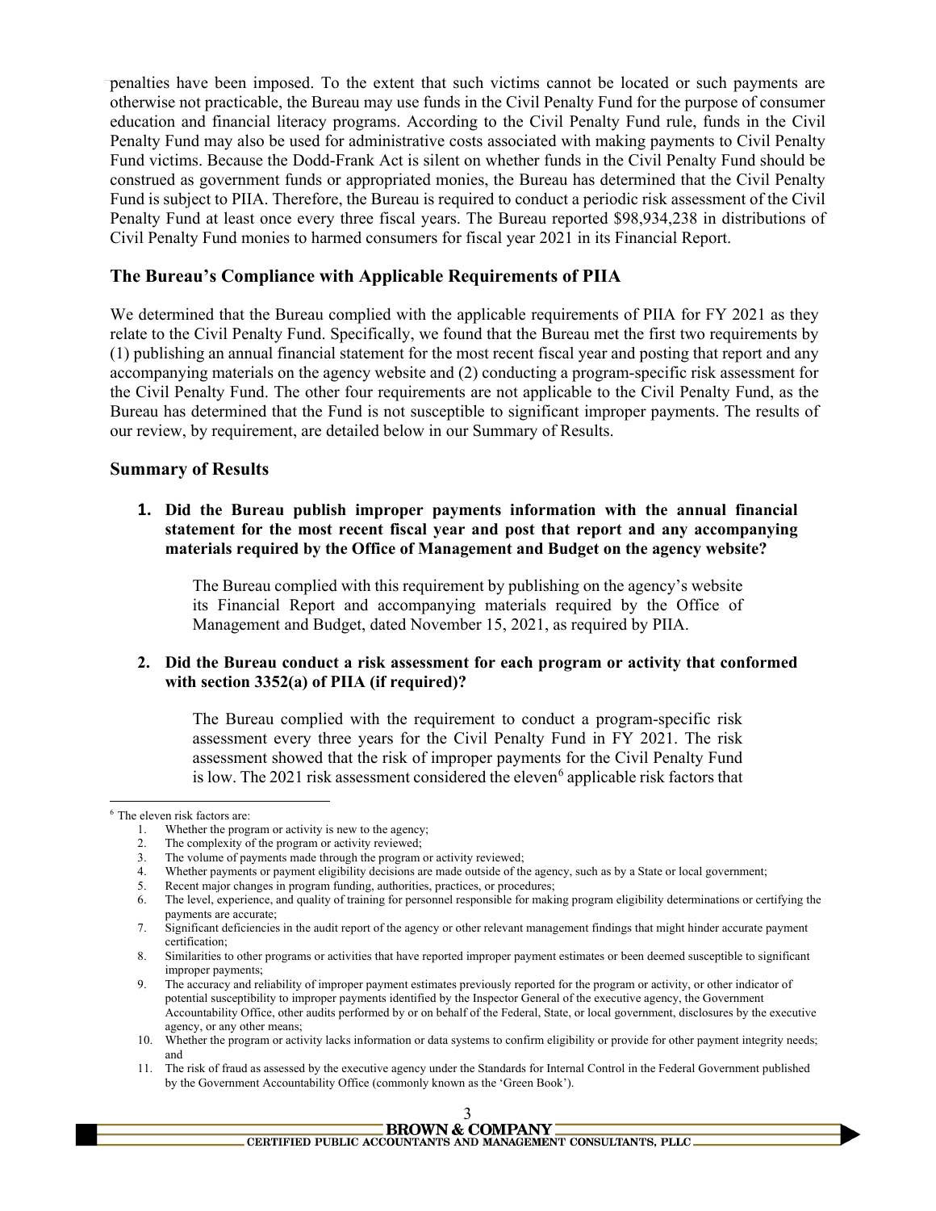penalties have been imposed. To the extent that such victims cannot be located or such payments are otherwise not practicable, the Bureau may use funds in the Civil Penalty Fund for the purpose of consumer education and financial literacy programs. According to the Civil Penalty Fund rule, funds in the Civil Penalty Fund may also be used for administrative costs associated with making payments to Civil Penalty Fund victims. Because the Dodd-Frank Act is silent on whether funds in the Civil Penalty Fund should be construed as government funds or appropriated monies, the Bureau has determined that the Civil Penalty Fund is subject to PIIA. Therefore, the Bureau is required to conduct a periodic risk assessment of the Civil Penalty Fund at least once every three fiscal years. The Bureau reported $98,934,238 in distributions of Civil Penalty Fund monies to harmed consumers for fiscal year 2021 in its Financial Report.

## The Bureau's Compliance with Applicable Requirements of PIIA

We determined that the Bureau complied with the applicable requirements of PIIA for FY 2021 as they relate to the Civil Penalty Fund. Specifically, we found that the Bureau met the first two requirements by (1) publishing an annual financial statement for the most recent fiscal year and posting that report and any accompanying materials on the agency website and (2) conducting a program-specific risk assessment for the Civil Penalty Fund. The other four requirements are not applicable to the Civil Penalty Fund, as the Bureau has determined that the Fund is not susceptible to significant improper payments. The results of our review, by requirement, are detailed below in our Summary of Results.

## Summary of Results

**1. Did the Bureau publish improper payments information with the annual financial statement for the most recent fiscal year and post that report and any accompanying materials required by the Office of Management and Budget on the agency website?**

The Bureau complied with this requirement by publishing on the agency's website its Financial Report and accompanying materials required by the Office of Management and Budget, dated November 15, 2021, as required by PIIA.

**2. Did the Bureau conduct a risk assessment for each program or activity that conformed with section 3352(a) of PIIA (if required)?**

The Bureau complied with the requirement to conduct a program-specific risk assessment every three years for the Civil Penalty Fund in FY 2021. The risk assessment showed that the risk of improper payments for the Civil Penalty Fund is low. The 2021 risk assessment considered the eleven[6] applicable risk factors that

---

[6] The eleven risk factors are:

1. Whether the program or activity is new to the agency;
2. The complexity of the program or activity reviewed;
3. The volume of payments made through the program or activity reviewed;
4. Whether payments or payment eligibility decisions are made outside of the agency, such as by a State or local government;
5. Recent major changes in program funding, authorities, practices, or procedures;
6. The level, experience, and quality of training for personnel responsible for making program eligibility determinations or certifying the payments are accurate;
7. Significant deficiencies in the audit report of the agency or other relevant management findings that might hinder accurate payment certification;
8. Similarities to other programs or activities that have reported improper payment estimates or been deemed susceptible to significant improper payments;
9. The accuracy and reliability of improper payment estimates previously reported for the program or activity, or other indicator of potential susceptibility to improper payments identified by the Inspector General of the executive agency, the Government Accountability Office, other audits performed by or on behalf of the Federal, State, or local government, disclosures by the executive agency, or any other means;
10. Whether the program or activity lacks information or data systems to confirm eligibility or provide for other payment integrity needs; and
11. The risk of fraud as assessed by the executive agency under the Standards for Internal Control in the Federal Government published by the Government Accountability Office (commonly known as the 'Green Book').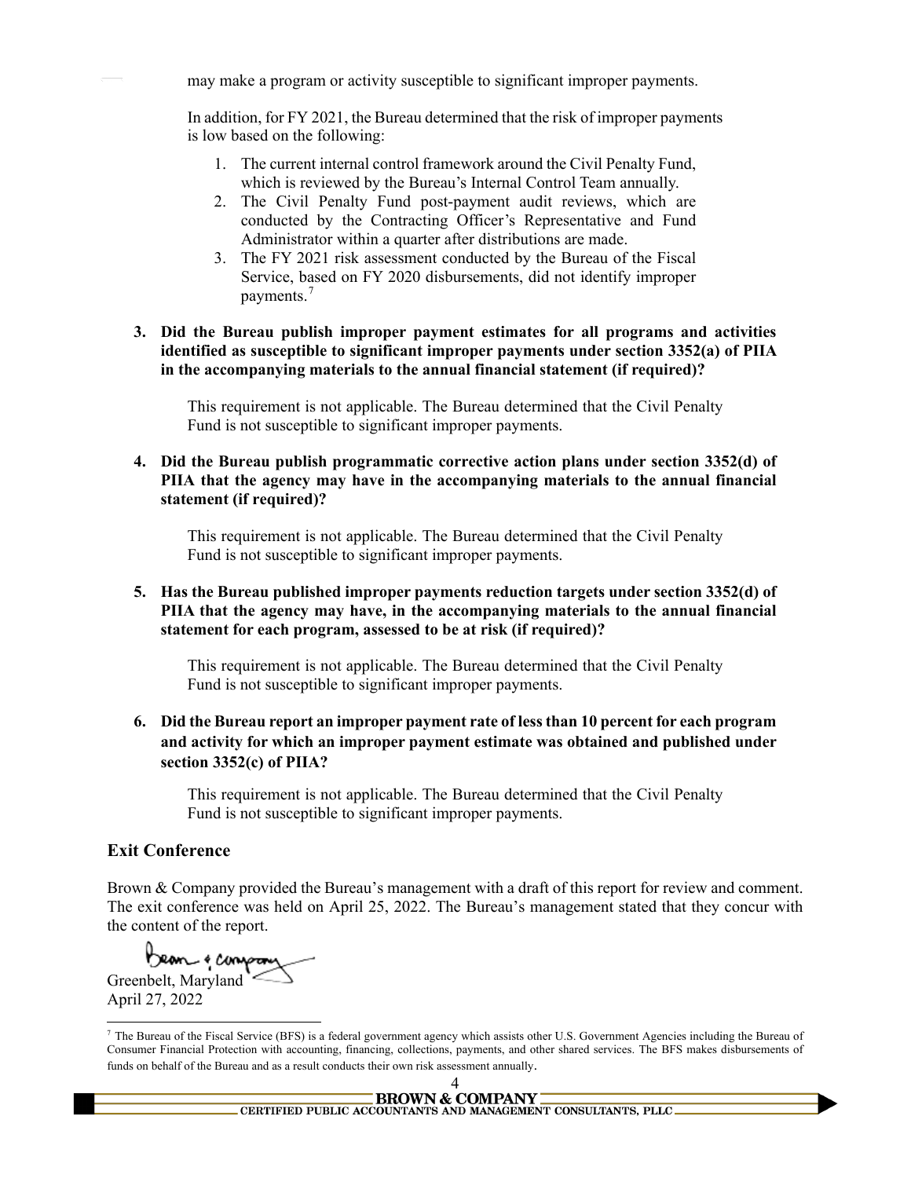may make a program or activity susceptible to significant improper payments.

In addition, for FY 2021, the Bureau determined that the risk of improper payments is low based on the following:

1. The current internal control framework around the Civil Penalty Fund, which is reviewed by the Bureau's Internal Control Team annually.
2. The Civil Penalty Fund post-payment audit reviews, which are conducted by the Contracting Officer's Representative and Fund Administrator within a quarter after distributions are made.
3. The FY 2021 risk assessment conducted by the Bureau of the Fiscal Service, based on FY 2020 disbursements, did not identify improper payments.[7]

**3. Did the Bureau publish improper payment estimates for all programs and activities identified as susceptible to significant improper payments under section 3352(a) of PIIA in the accompanying materials to the annual financial statement (if required)?**

This requirement is not applicable. The Bureau determined that the Civil Penalty Fund is not susceptible to significant improper payments.

**4. Did the Bureau publish programmatic corrective action plans under section 3352(d) of PIIA that the agency may have in the accompanying materials to the annual financial statement (if required)?**

This requirement is not applicable. The Bureau determined that the Civil Penalty Fund is not susceptible to significant improper payments.

**5. Has the Bureau published improper payments reduction targets under section 3352(d) of PIIA that the agency may have, in the accompanying materials to the annual financial statement for each program, assessed to be at risk (if required)?**

This requirement is not applicable. The Bureau determined that the Civil Penalty Fund is not susceptible to significant improper payments.

**6. Did the Bureau report an improper payment rate of less than 10 percent for each program and activity for which an improper payment estimate was obtained and published under section 3352(c) of PIIA?**

This requirement is not applicable. The Bureau determined that the Civil Penalty Fund is not susceptible to significant improper payments.

## Exit Conference

Brown & Company provided the Bureau's management with a draft of this report for review and comment. The exit conference was held on April 25, 2022. The Bureau's management stated that they concur with the content of the report.

Brown & Company

Greenbelt, Maryland
April 27, 2022

[7] The Bureau of the Fiscal Service (BFS) is a federal government agency which assists other U.S. Government Agencies including the Bureau of Consumer Financial Protection with accounting, financing, collections, payments, and other shared services. The BFS makes disbursements of funds on behalf of the Bureau and as a result conducts their own risk assessment annually.